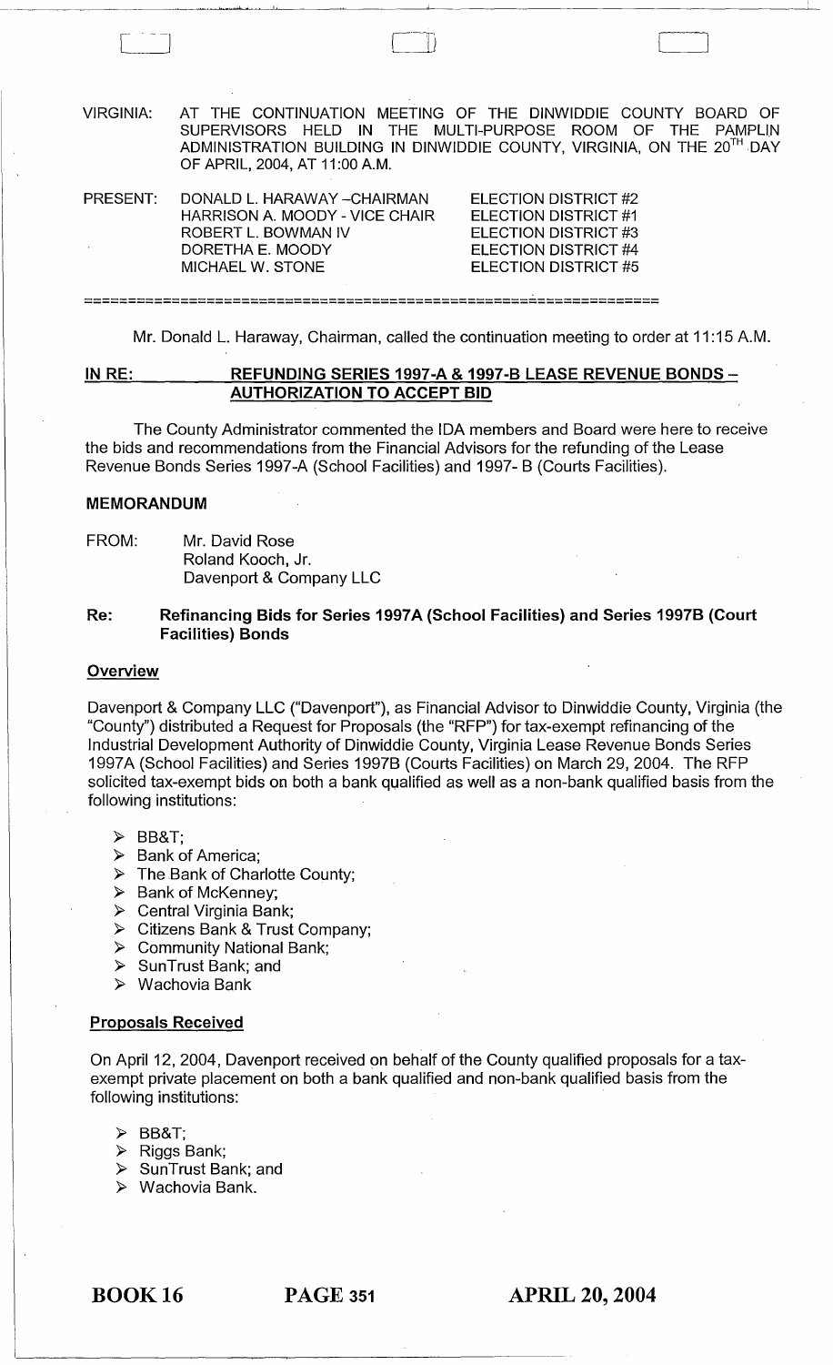VIRGINIA: AT THE CONTINUATION MEETING OF THE DINWIDDIE COUNTY BOARD OF SUPERVISORS HELD IN THE MULTI-PURPOSE ROOM OF THE PAMPLIN ADMINISTRATION BUILDING IN DINWIDDIE COUNTY, VIRGINIA, ON THE 20TH DAY OF APRIL, 2004, AT 11:00 A.M.

| | | |
|---|---|---|
| PRESENT: | DONALD L. HARAWAY -CHAIRMAN | ELECTION DISTRICT #2 |
| | HARRISON A. MOODY - VICE CHAIR | ELECTION DISTRICT #1 |
| | ROBERT L. BOWMAN IV | ELECTION DISTRICT #3 |
| | DORETHA E. MOODY | ELECTION DISTRICT #4 |
| | MICHAEL W. STONE | ELECTION DISTRICT #5 |

================================================================

Mr. Donald L. Haraway, Chairman, called the continuation meeting to order at 11:15 A.M.

**IN RE: REFUNDING SERIES 1997-A & 1997-B LEASE REVENUE BONDS – AUTHORIZATION TO ACCEPT BID**

The County Administrator commented the IDA members and Board were here to receive the bids and recommendations from the Financial Advisors for the refunding of the Lease Revenue Bonds Series 1997-A (School Facilities) and 1997- B (Courts Facilities).

**MEMORANDUM**

FROM: Mr. David Rose
Roland Kooch, Jr.
Davenport & Company LLC

**Re: Refinancing Bids for Series 1997A (School Facilities) and Series 1997B (Court Facilities) Bonds**

**Overview**

Davenport & Company LLC ("Davenport"), as Financial Advisor to Dinwiddie County, Virginia (the "County") distributed a Request for Proposals (the "RFP") for tax-exempt refinancing of the Industrial Development Authority of Dinwiddie County, Virginia Lease Revenue Bonds Series 1997A (School Facilities) and Series 1997B (Courts Facilities) on March 29, 2004. The RFP solicited tax-exempt bids on both a bank qualified as well as a non-bank qualified basis from the following institutions:

- BB&T;
- Bank of America;
- The Bank of Charlotte County;
- Bank of McKenney;
- Central Virginia Bank;
- Citizens Bank & Trust Company;
- Community National Bank;
- SunTrust Bank; and
- Wachovia Bank

**Proposals Received**

On April 12, 2004, Davenport received on behalf of the County qualified proposals for a tax-exempt private placement on both a bank qualified and non-bank qualified basis from the following institutions:

- BB&T;
- Riggs Bank;
- SunTrust Bank; and
- Wachovia Bank.

**BOOK 16 PAGE 351 APRIL 20, 2004**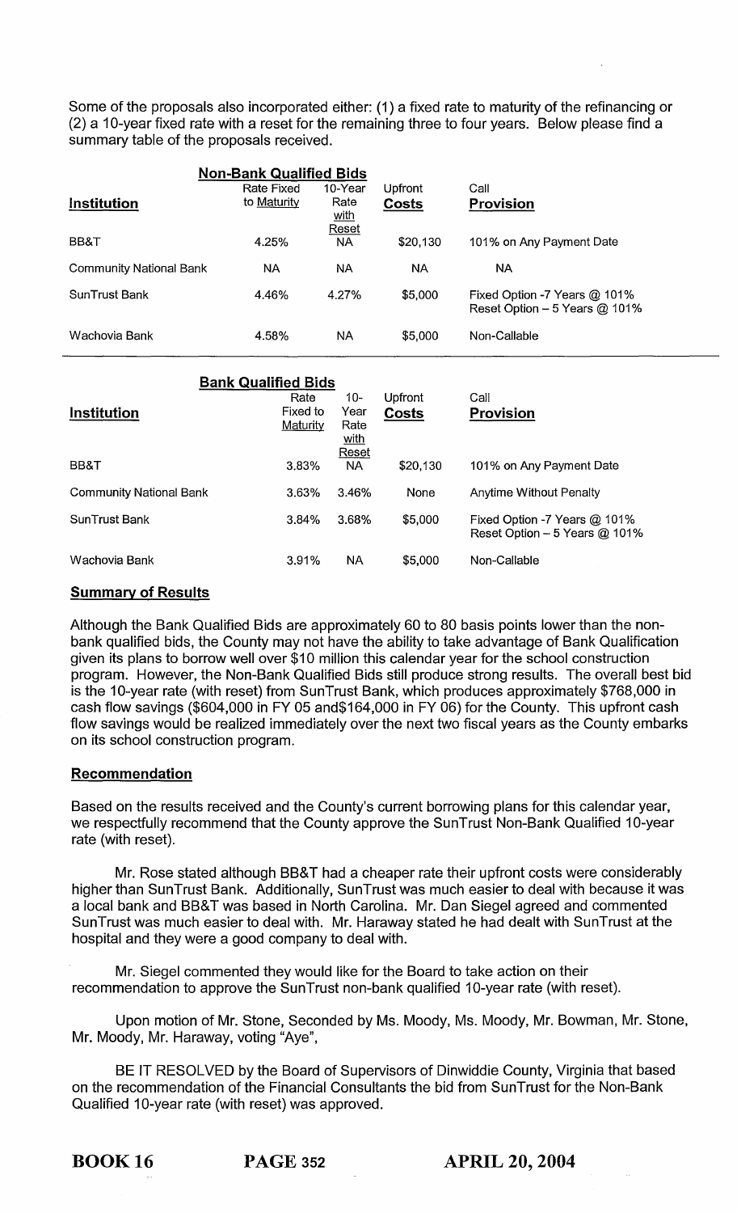Some of the proposals also incorporated either: (1) a fixed rate to maturity of the refinancing or (2) a 10-year fixed rate with a reset for the remaining three to four years. Below please find a summary table of the proposals received.

**Non-Bank Qualified Bids**

| Institution | Rate Fixed to Maturity | 10-Year Rate with Reset | Upfront Costs | Call Provision |
|---|---|---|---|---|
| BB&T | 4.25% | NA | $20,130 | 101% on Any Payment Date |
| Community National Bank | NA | NA | NA | NA |
| SunTrust Bank | 4.46% | 4.27% | $5,000 | Fixed Option -7 Years @ 101% Reset Option – 5 Years @ 101% |
| Wachovia Bank | 4.58% | NA | $5,000 | Non-Callable |

**Bank Qualified Bids**

| Institution | Rate Fixed to Maturity | 10-Year Rate with Reset | Upfront Costs | Call Provision |
|---|---|---|---|---|
| BB&T | 3.83% | NA | $20,130 | 101% on Any Payment Date |
| Community National Bank | 3.63% | 3.46% | None | Anytime Without Penalty |
| SunTrust Bank | 3.84% | 3.68% | $5,000 | Fixed Option -7 Years @ 101% Reset Option – 5 Years @ 101% |
| Wachovia Bank | 3.91% | NA | $5,000 | Non-Callable |

**Summary of Results**

Although the Bank Qualified Bids are approximately 60 to 80 basis points lower than the non-bank qualified bids, the County may not have the ability to take advantage of Bank Qualification given its plans to borrow well over $10 million this calendar year for the school construction program. However, the Non-Bank Qualified Bids still produce strong results. The overall best bid is the 10-year rate (with reset) from SunTrust Bank, which produces approximately $768,000 in cash flow savings ($604,000 in FY 05 and$164,000 in FY 06) for the County. This upfront cash flow savings would be realized immediately over the next two fiscal years as the County embarks on its school construction program.

**Recommendation**

Based on the results received and the County's current borrowing plans for this calendar year, we respectfully recommend that the County approve the SunTrust Non-Bank Qualified 10-year rate (with reset).

Mr. Rose stated although BB&T had a cheaper rate their upfront costs were considerably higher than SunTrust Bank. Additionally, SunTrust was much easier to deal with because it was a local bank and BB&T was based in North Carolina. Mr. Dan Siegel agreed and commented SunTrust was much easier to deal with. Mr. Haraway stated he had dealt with SunTrust at the hospital and they were a good company to deal with.

Mr. Siegel commented they would like for the Board to take action on their recommendation to approve the SunTrust non-bank qualified 10-year rate (with reset).

Upon motion of Mr. Stone, Seconded by Ms. Moody, Ms. Moody, Mr. Bowman, Mr. Stone, Mr. Moody, Mr. Haraway, voting "Aye",

BE IT RESOLVED by the Board of Supervisors of Dinwiddie County, Virginia that based on the recommendation of the Financial Consultants the bid from SunTrust for the Non-Bank Qualified 10-year rate (with reset) was approved.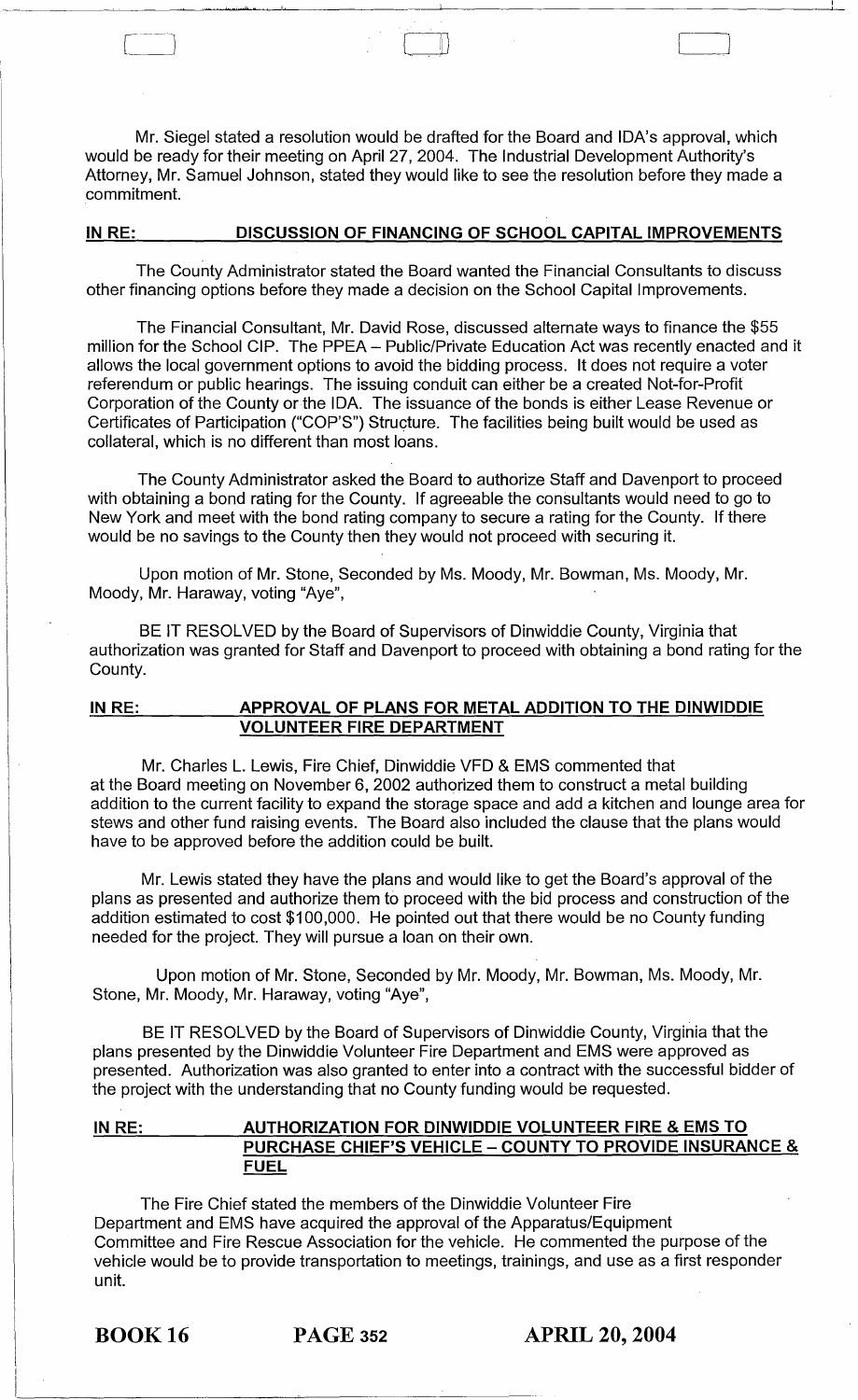Mr. Siegel stated a resolution would be drafted for the Board and IDA's approval, which would be ready for their meeting on April 27, 2004. The Industrial Development Authority's Attorney, Mr. Samuel Johnson, stated they would like to see the resolution before they made a commitment.

## IN RE: DISCUSSION OF FINANCING OF SCHOOL CAPITAL IMPROVEMENTS

The County Administrator stated the Board wanted the Financial Consultants to discuss other financing options before they made a decision on the School Capital Improvements.

The Financial Consultant, Mr. David Rose, discussed alternate ways to finance the $55 million for the School CIP. The PPEA – Public/Private Education Act was recently enacted and it allows the local government options to avoid the bidding process. It does not require a voter referendum or public hearings. The issuing conduit can either be a created Not-for-Profit Corporation of the County or the IDA. The issuance of the bonds is either Lease Revenue or Certificates of Participation ("COP'S") Structure. The facilities being built would be used as collateral, which is no different than most loans.

The County Administrator asked the Board to authorize Staff and Davenport to proceed with obtaining a bond rating for the County. If agreeable the consultants would need to go to New York and meet with the bond rating company to secure a rating for the County. If there would be no savings to the County then they would not proceed with securing it.

Upon motion of Mr. Stone, Seconded by Ms. Moody, Mr. Bowman, Ms. Moody, Mr. Moody, Mr. Haraway, voting "Aye",

BE IT RESOLVED by the Board of Supervisors of Dinwiddie County, Virginia that authorization was granted for Staff and Davenport to proceed with obtaining a bond rating for the County.

## IN RE: APPROVAL OF PLANS FOR METAL ADDITION TO THE DINWIDDIE VOLUNTEER FIRE DEPARTMENT

Mr. Charles L. Lewis, Fire Chief, Dinwiddie VFD & EMS commented that at the Board meeting on November 6, 2002 authorized them to construct a metal building addition to the current facility to expand the storage space and add a kitchen and lounge area for stews and other fund raising events. The Board also included the clause that the plans would have to be approved before the addition could be built.

Mr. Lewis stated they have the plans and would like to get the Board's approval of the plans as presented and authorize them to proceed with the bid process and construction of the addition estimated to cost $100,000. He pointed out that there would be no County funding needed for the project. They will pursue a loan on their own.

Upon motion of Mr. Stone, Seconded by Mr. Moody, Mr. Bowman, Ms. Moody, Mr. Stone, Mr. Moody, Mr. Haraway, voting "Aye",

BE IT RESOLVED by the Board of Supervisors of Dinwiddie County, Virginia that the plans presented by the Dinwiddie Volunteer Fire Department and EMS were approved as presented. Authorization was also granted to enter into a contract with the successful bidder of the project with the understanding that no County funding would be requested.

## IN RE: AUTHORIZATION FOR DINWIDDIE VOLUNTEER FIRE & EMS TO PURCHASE CHIEF'S VEHICLE – COUNTY TO PROVIDE INSURANCE & FUEL

The Fire Chief stated the members of the Dinwiddie Volunteer Fire Department and EMS have acquired the approval of the Apparatus/Equipment Committee and Fire Rescue Association for the vehicle. He commented the purpose of the vehicle would be to provide transportation to meetings, trainings, and use as a first responder unit.

BOOK 16 PAGE 352 APRIL 20, 2004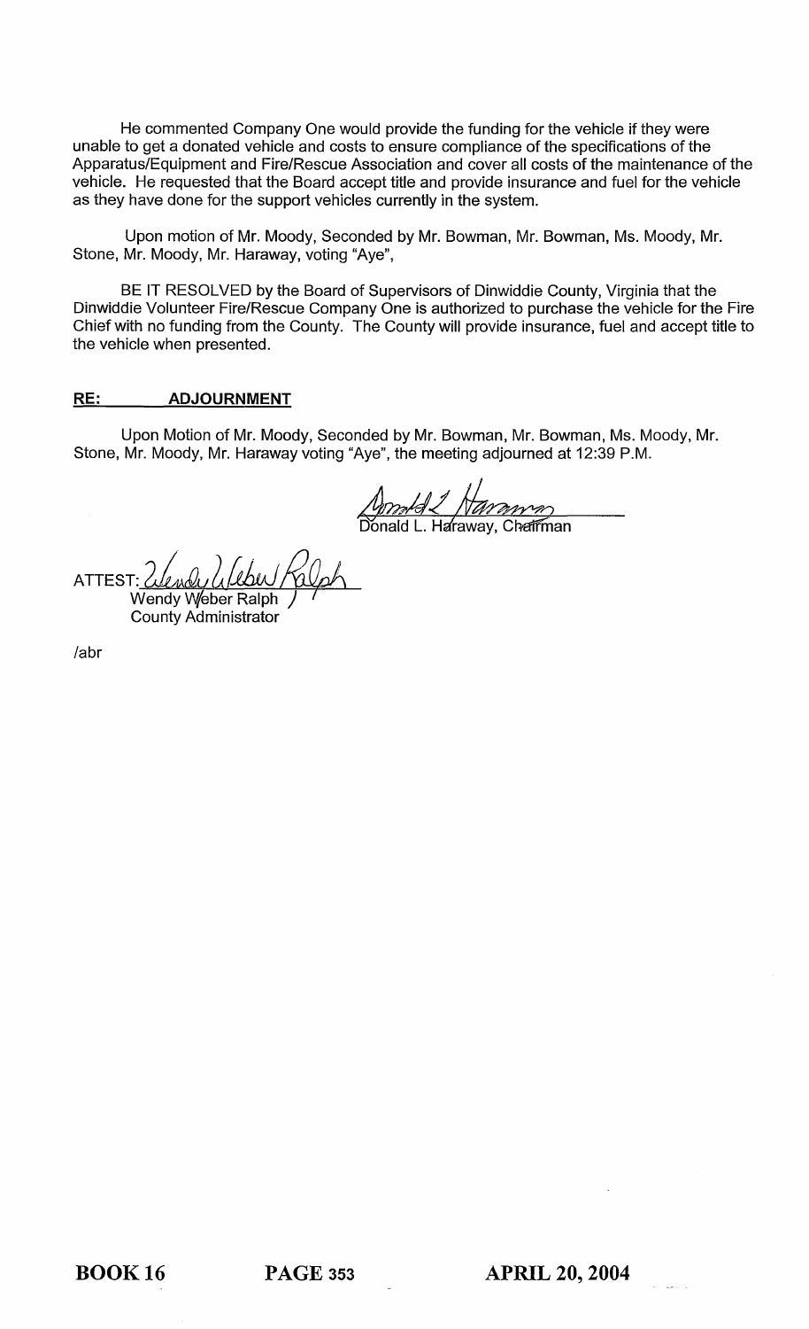He commented Company One would provide the funding for the vehicle if they were unable to get a donated vehicle and costs to ensure compliance of the specifications of the Apparatus/Equipment and Fire/Rescue Association and cover all costs of the maintenance of the vehicle. He requested that the Board accept title and provide insurance and fuel for the vehicle as they have done for the support vehicles currently in the system.

Upon motion of Mr. Moody, Seconded by Mr. Bowman, Mr. Bowman, Ms. Moody, Mr. Stone, Mr. Moody, Mr. Haraway, voting "Aye",

BE IT RESOLVED by the Board of Supervisors of Dinwiddie County, Virginia that the Dinwiddie Volunteer Fire/Rescue Company One is authorized to purchase the vehicle for the Fire Chief with no funding from the County. The County will provide insurance, fuel and accept title to the vehicle when presented.

**RE: ADJOURNMENT**

Upon Motion of Mr. Moody, Seconded by Mr. Bowman, Mr. Bowman, Ms. Moody, Mr. Stone, Mr. Moody, Mr. Haraway voting "Aye", the meeting adjourned at 12:39 P.M.

Donald L. Haraway, Chairman

ATTEST:

Wendy Weber Ralph
County Administrator

/abr

**BOOK 16** **PAGE 353** **APRIL 20, 2004**